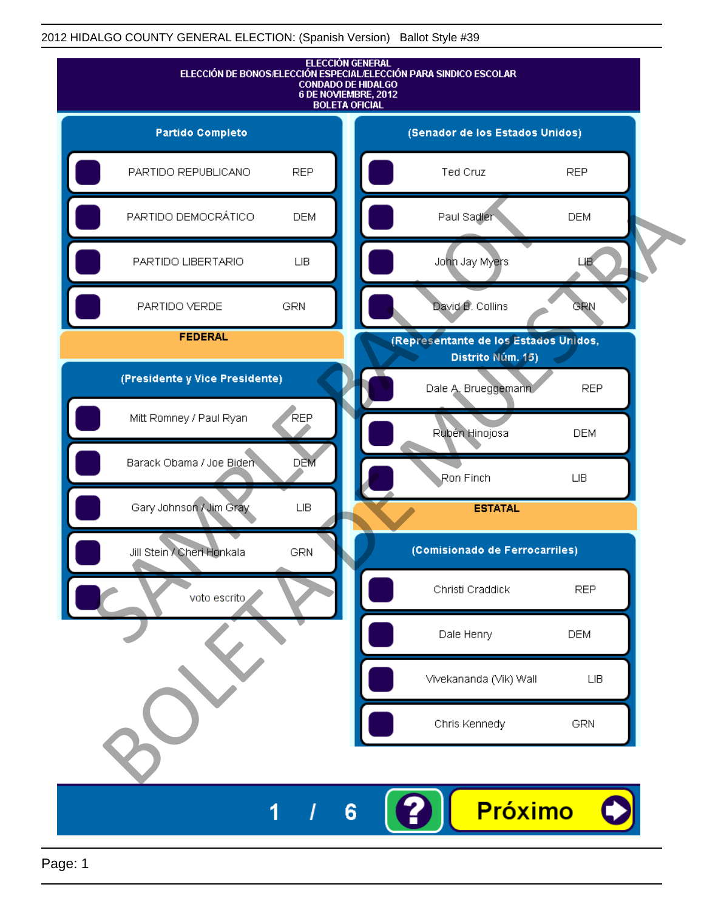2012 HIDALGO COUNTY GENERAL ELECTION: (Spanish Version) Ballot Style #39

# ELECCIÓN GENERAL
## ELECCIÓN DE BONOS/ELECCIÓN ESPECIAL/ELECCIÓN PARA SINDICO ESCOLAR
## CONDADO DE HIDALGO
## 6 DE NOVIEMBRE, 2012
## BOLETA OFICIAL

### Partido Completo

| Candidato | Partido |
|---|---|
| PARTIDO REPUBLICANO | REP |
| PARTIDO DEMOCRÁTICO | DEM |
| PARTIDO LIBERTARIO | LIB |
| PARTIDO VERDE | GRN |

### FEDERAL

#### (Presidente y Vice Presidente)

| Candidato | Partido |
|---|---|
| Mitt Romney / Paul Ryan | REP |
| Barack Obama / Joe Biden | DEM |
| Gary Johnson / Jim Gray | LIB |
| Jill Stein / Cheri Honkala | GRN |
| voto escrito | |

#### (Senador de los Estados Unidos)

| Candidato | Partido |
|---|---|
| Ted Cruz | REP |
| Paul Sadler | DEM |
| John Jay Myers | LIB |
| David B. Collins | GRN |

#### (Representante de los Estados Unidos, Distrito Núm. 15)

| Candidato | Partido |
|---|---|
| Dale A. Brueggemann | REP |
| Rubén Hinojosa | DEM |
| Ron Finch | LIB |

### ESTATAL

#### (Comisionado de Ferrocarriles)

| Candidato | Partido |
|---|---|
| Christi Craddick | REP |
| Dale Henry | DEM |
| Vivekananda (Vik) Wall | LIB |
| Chris Kennedy | GRN |

SAMPLE BALLOT / BOLETA DE MUESTRA

1 / 6 Próximo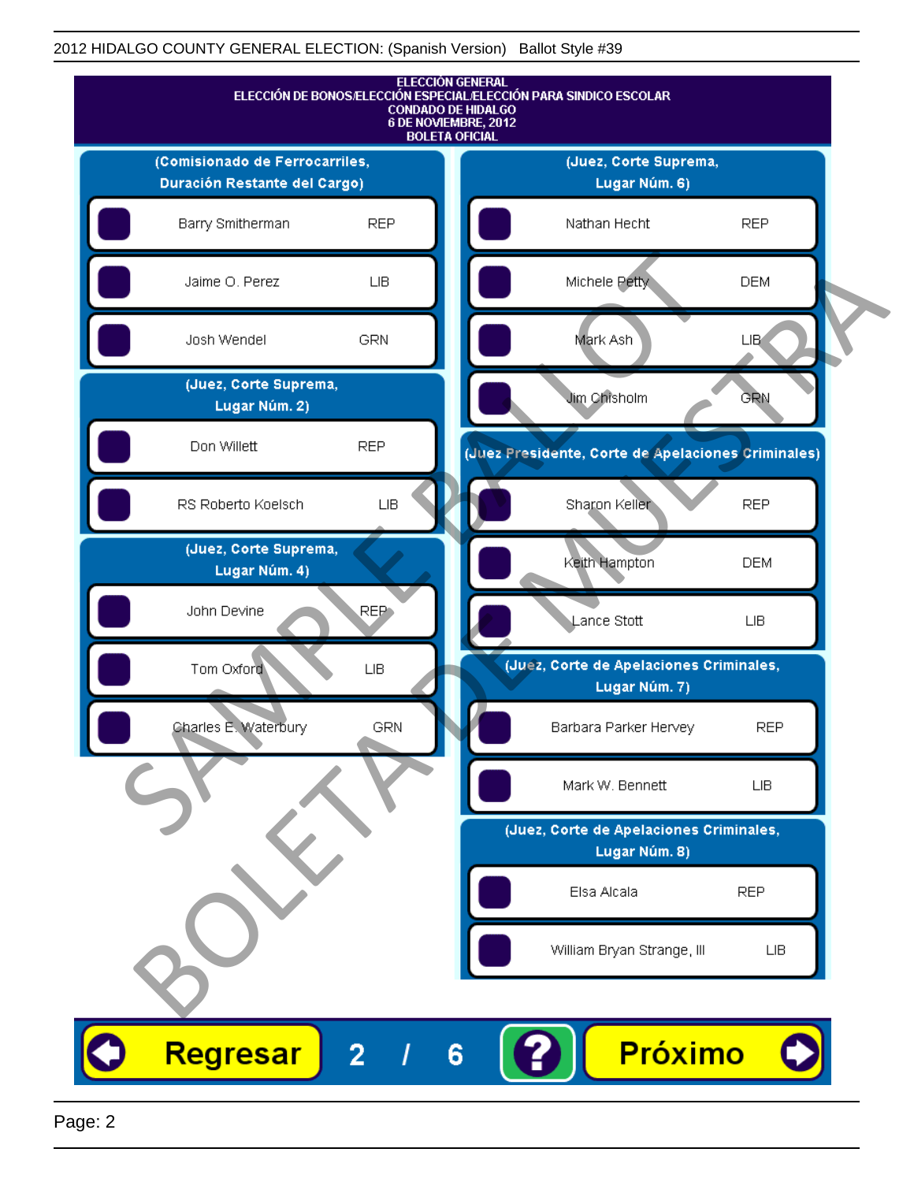ELECCIÓN GENERAL
ELECCIÓN DE BONOS/ELECCIÓN ESPECIAL/ELECCIÓN PARA SINDICO ESCOLAR
CONDADO DE HIDALGO
6 DE NOVIEMBRE, 2012
BOLETA OFICIAL

**(Comisionado de Ferrocarriles, Duración Restante del Cargo)**

| Candidato | Partido |
|---|---|
| Barry Smitherman | REP |
| Jaime O. Perez | LIB |
| Josh Wendel | GRN |

**(Juez, Corte Suprema, Lugar Núm. 2)**

| Candidato | Partido |
|---|---|
| Don Willett | REP |
| RS Roberto Koelsch | LIB |

**(Juez, Corte Suprema, Lugar Núm. 4)**

| Candidato | Partido |
|---|---|
| John Devine | REP |
| Tom Oxford | LIB |
| Charles E. Waterbury | GRN |

**(Juez, Corte Suprema, Lugar Núm. 6)**

| Candidato | Partido |
|---|---|
| Nathan Hecht | REP |
| Michele Petty | DEM |
| Mark Ash | LIB |
| Jim Chisholm | GRN |

**(Juez Presidente, Corte de Apelaciones Criminales)**

| Candidato | Partido |
|---|---|
| Sharon Keller | REP |
| Keith Hampton | DEM |
| Lance Stott | LIB |

**(Juez, Corte de Apelaciones Criminales, Lugar Núm. 7)**

| Candidato | Partido |
|---|---|
| Barbara Parker Hervey | REP |
| Mark W. Bennett | LIB |

**(Juez, Corte de Apelaciones Criminales, Lugar Núm. 8)**

| Candidato | Partido |
|---|---|
| Elsa Alcala | REP |
| William Bryan Strange, III | LIB |

Regresar 2 / 6 ? Próximo

SAMPLE BALLOT
BOLETA DE MUESTRA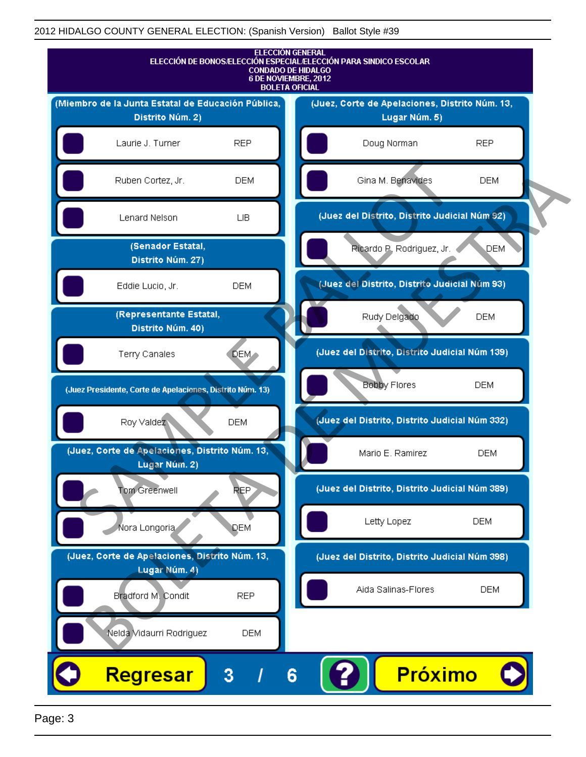2012 HIDALGO COUNTY GENERAL ELECTION: (Spanish Version) Ballot Style #39

ELECCIÓN GENERAL
ELECCIÓN DE BONOS/ELECCIÓN ESPECIAL/ELECCIÓN PARA SINDICO ESCOLAR
CONDADO DE HIDALGO
6 DE NOVIEMBRE, 2012
BOLETA OFICIAL

**(Miembro de la Junta Estatal de Educación Pública, Distrito Núm. 2)**

- Laurie J. Turner — REP
- Ruben Cortez, Jr. — DEM
- Lenard Nelson — LIB

**(Senador Estatal, Distrito Núm. 27)**

- Eddie Lucio, Jr. — DEM

**(Representante Estatal, Distrito Núm. 40)**

- Terry Canales — DEM

**(Juez Presidente, Corte de Apelaciones, Distrito Núm. 13)**

- Roy Valdez — DEM

**(Juez, Corte de Apelaciones, Distrito Núm. 13, Lugar Núm. 2)**

- Tom Greenwell — REP
- Nora Longoria — DEM

**(Juez, Corte de Apelaciones, Distrito Núm. 13, Lugar Núm. 4)**

- Bradford M. Condit — REP
- Nelda Vidaurri Rodriguez — DEM

**(Juez, Corte de Apelaciones, Distrito Núm. 13, Lugar Núm. 5)**

- Doug Norman — REP
- Gina M. Benavides — DEM

**(Juez del Distrito, Distrito Judicial Núm 92)**

- Ricardo P. Rodriguez, Jr. — DEM

**(Juez del Distrito, Distrito Judicial Núm 93)**

- Rudy Delgado — DEM

**(Juez del Distrito, Distrito Judicial Núm 139)**

- Bobby Flores — DEM

**(Juez del Distrito, Distrito Judicial Núm 332)**

- Mario E. Ramirez — DEM

**(Juez del Distrito, Distrito Judicial Núm 389)**

- Letty Lopez — DEM

**(Juez del Distrito, Distrito Judicial Núm 398)**

- Aida Salinas-Flores — DEM

Regresar 3 / 6 ? Próximo

SAMPLE BALLOT — BOLETA DE MUESTRA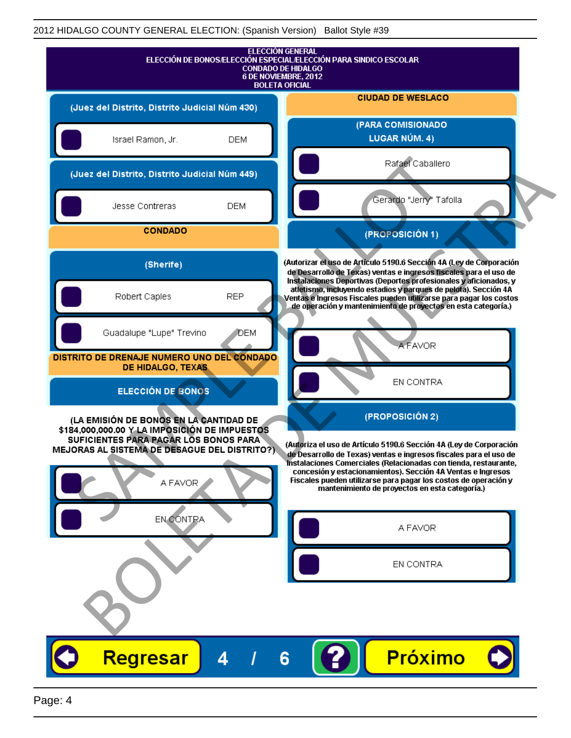ELECCIÓN GENERAL
ELECCIÓN DE BONOS/ELECCIÓN ESPECIAL/ELECCIÓN PARA SINDICO ESCOLAR
CONDADO DE HIDALGO
6 DE NOVIEMBRE, 2012
BOLETA OFICIAL

**(Juez del Distrito, Distrito Judicial Núm 430)**

- Israel Ramon, Jr. — DEM

**(Juez del Distrito, Distrito Judicial Núm 449)**

- Jesse Contreras — DEM

## CONDADO

**(Sherife)**

- Robert Caples — REP
- Guadalupe "Lupe" Trevino — DEM

## DISTRITO DE DRENAJE NUMERO UNO DEL CONDADO DE HIDALGO, TEXAS

**ELECCIÓN DE BONOS**

**(LA EMISIÓN DE BONOS EN LA CANTIDAD DE $184,000,000.00 Y LA IMPOSICIÓN DE IMPUESTOS SUFICIENTES PARA PAGAR LOS BONOS PARA MEJORAS AL SISTEMA DE DESAGUE DEL DISTRITO?)**

- A FAVOR
- EN CONTRA

## CIUDAD DE WESLACO

**(PARA COMISIONADO LUGAR NÚM. 4)**

- Rafael Caballero
- Gerardo "Jerry" Tafolla

**(PROPOSICIÓN 1)**

**(Autorizar el uso de Artículo 5190.6 Sección 4A (Ley de Corporación de Desarrollo de Texas) ventas e ingresos fiscales para el uso de Instalaciones Deportivas (Deportes profesionales y aficionados, y atletismo, incluyendo estadios y parques de pelota). Sección 4A Ventas e Ingresos Fiscales pueden utilizarse para pagar los costos de operación y mantenimiento de proyectos en esta categoría.)**

- A FAVOR
- EN CONTRA

**(PROPOSICIÓN 2)**

**(Autoriza el uso de Artículo 5190.6 Sección 4A (Ley de Corporación de Desarrollo de Texas) ventas e ingresos fiscales para el uso de Instalaciones Comerciales (Relacionadas con tienda, restaurante, concesión y estacionamientos). Sección 4A Ventas e Ingresos Fiscales pueden utilizarse para pagar los costos de operación y mantenimiento de proyectos en esta categoría.)**

- A FAVOR
- EN CONTRA

Regresar 4 / 6 ? Próximo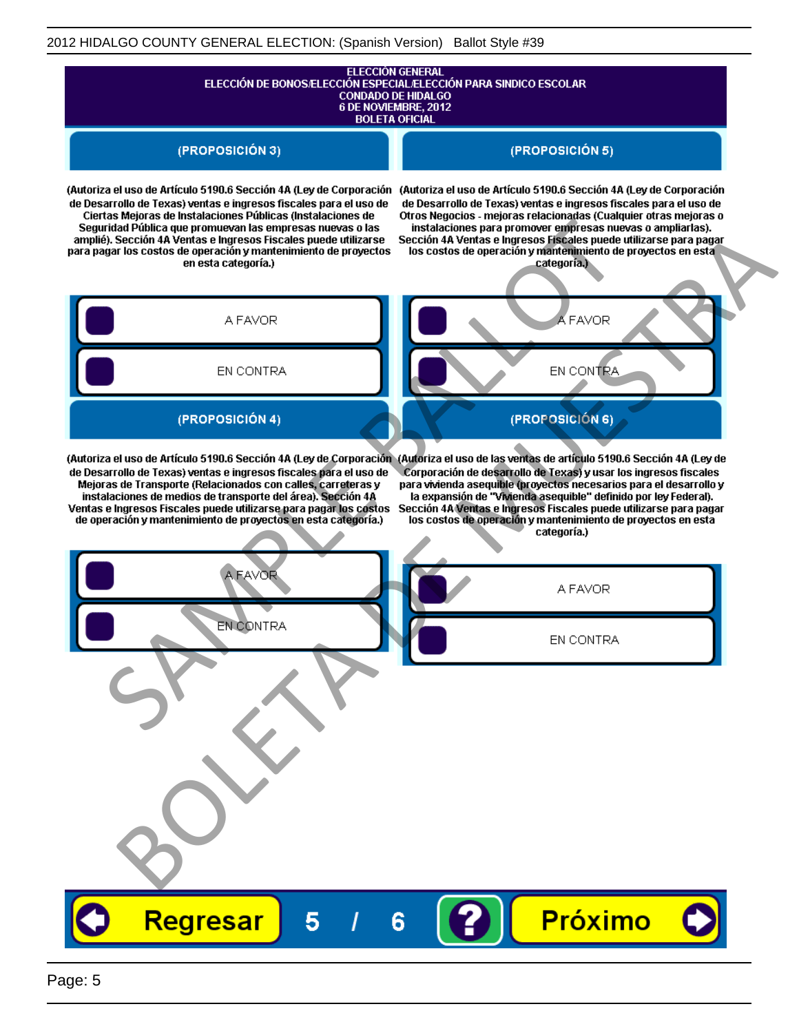ELECCIÓN GENERAL
ELECCIÓN DE BONOS/ELECCIÓN ESPECIAL/ELECCIÓN PARA SINDICO ESCOLAR
CONDADO DE HIDALGO
6 DE NOVIEMBRE, 2012
BOLETA OFICIAL

## (PROPOSICIÓN 3)

(Autoriza el uso de Artículo 5190.6 Sección 4A (Ley de Corporación de Desarrollo de Texas) ventas e ingresos fiscales para el uso de Ciertas Mejoras de Instalaciones Públicas (Instalaciones de Seguridad Pública que promuevan las empresas nuevas o las amplié). Sección 4A Ventas e Ingresos Fiscales puede utilizarse para pagar los costos de operación y mantenimiento de proyectos en esta categoría.)

- A FAVOR
- EN CONTRA

## (PROPOSICIÓN 4)

(Autoriza el uso de Artículo 5190.6 Sección 4A (Ley de Corporación de Desarrollo de Texas) ventas e ingresos fiscales para el uso de Mejoras de Transporte (Relacionados con calles, carreteras y instalaciones de medios de transporte del área). Sección 4A Ventas e Ingresos Fiscales puede utilizarse para pagar los costos de operación y mantenimiento de proyectos en esta categoría.)

- A FAVOR
- EN CONTRA

## (PROPOSICIÓN 5)

(Autoriza el uso de Artículo 5190.6 Sección 4A (Ley de Corporación de Desarrollo de Texas) ventas e ingresos fiscales para el uso de Otros Negocios - mejoras relacionadas (Cualquier otras mejoras o instalaciones para promover empresas nuevas o ampliarlas). Sección 4A Ventas e Ingresos Fiscales puede utilizarse para pagar los costos de operación y mantenimiento de proyectos en esta categoría.)

- A FAVOR
- EN CONTRA

## (PROPOSICIÓN 6)

(Autoriza el uso de las ventas de artículo 5190.6 Sección 4A (Ley de Corporación de desarrollo de Texas) y usar los ingresos fiscales para vivienda asequible (proyectos necesarios para el desarrollo y la expansión de "Vivienda asequible" definido por ley Federal). Sección 4A Ventas e Ingresos Fiscales puede utilizarse para pagar los costos de operación y mantenimiento de proyectos en esta categoría.)

- A FAVOR
- EN CONTRA

Regresar 5 / 6 ? Próximo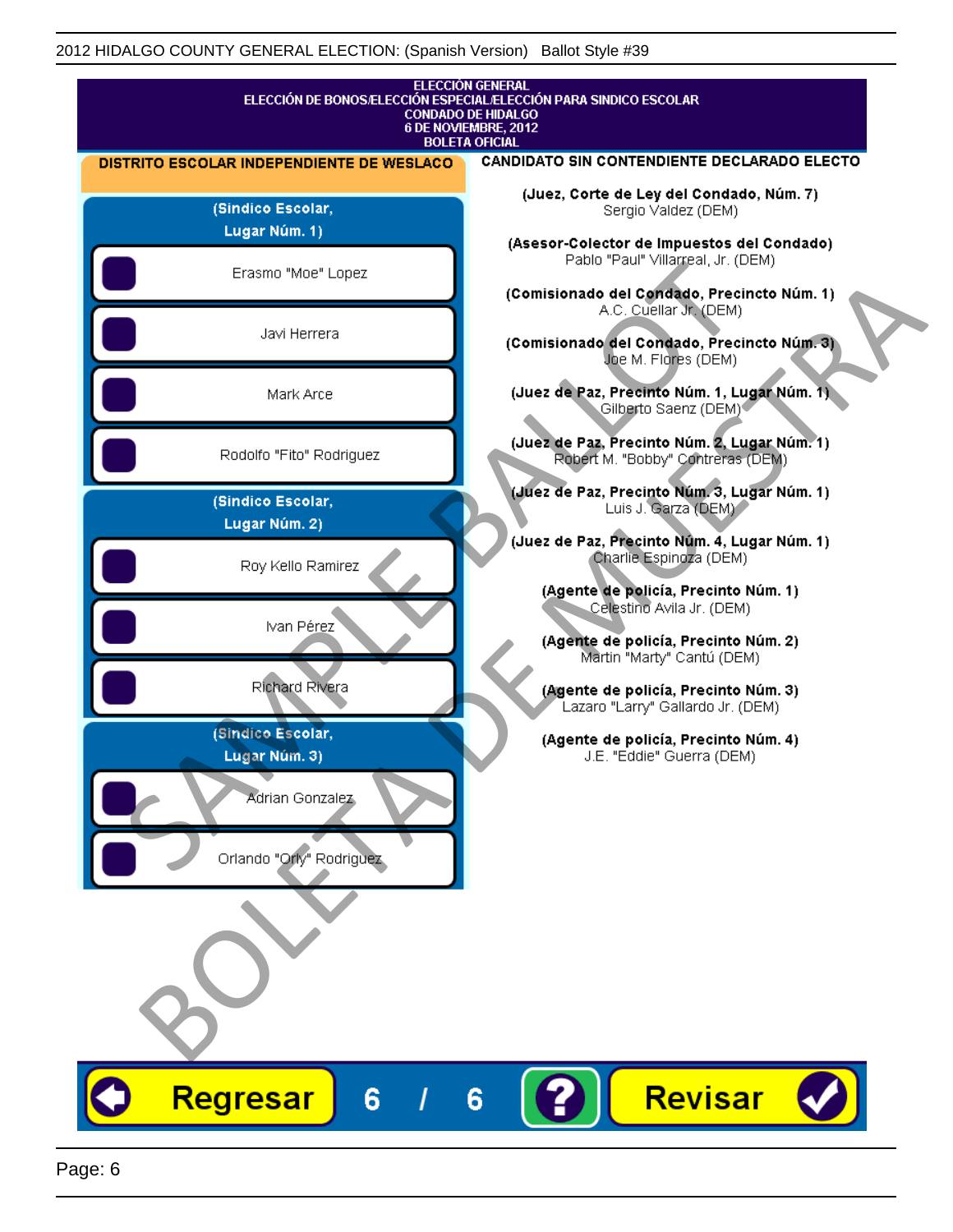2012 HIDALGO COUNTY GENERAL ELECTION: (Spanish Version) Ballot Style #39

# ELECCIÓN GENERAL
## ELECCIÓN DE BONOS/ELECCIÓN ESPECIAL/ELECCIÓN PARA SINDICO ESCOLAR
### CONDADO DE HIDALGO
### 6 DE NOVIEMBRE, 2012
### BOLETA OFICIAL

**DISTRITO ESCOLAR INDEPENDIENTE DE WESLACO**

**(Sindico Escolar, Lugar Núm. 1)**

- Erasmo "Moe" Lopez
- Javi Herrera
- Mark Arce
- Rodolfo "Fito" Rodriguez

**(Sindico Escolar, Lugar Núm. 2)**

- Roy Kello Ramirez
- Ivan Pérez
- Richard Rivera

**(Sindico Escolar, Lugar Núm. 3)**

- Adrian Gonzalez
- Orlando "Orly" Rodriguez

**CANDIDATO SIN CONTENDIENTE DECLARADO ELECTO**

**(Juez, Corte de Ley del Condado, Núm. 7)**
Sergio Valdez (DEM)

**(Asesor-Colector de Impuestos del Condado)**
Pablo "Paul" Villarreal, Jr. (DEM)

**(Comisionado del Condado, Precincto Núm. 1)**
A.C. Cuellar Jr. (DEM)

**(Comisionado del Condado, Precincto Núm. 3)**
Joe M. Flores (DEM)

**(Juez de Paz, Precinto Núm. 1, Lugar Núm. 1)**
Gilberto Saenz (DEM)

**(Juez de Paz, Precinto Núm. 2, Lugar Núm. 1)**
Robert M. "Bobby" Contreras (DEM)

**(Juez de Paz, Precinto Núm. 3, Lugar Núm. 1)**
Luis J. Garza (DEM)

**(Juez de Paz, Precinto Núm. 4, Lugar Núm. 1)**
Charlie Espinoza (DEM)

**(Agente de policía, Precinto Núm. 1)**
Celestino Avila Jr. (DEM)

**(Agente de policía, Precinto Núm. 2)**
Martin "Marty" Cantú (DEM)

**(Agente de policía, Precinto Núm. 3)**
Lazaro "Larry" Gallardo Jr. (DEM)

**(Agente de policía, Precinto Núm. 4)**
J.E. "Eddie" Guerra (DEM)

SAMPLE BALLOT / BOLETA DE MUESTRA

Regresar | 6 / 6 | ? | Revisar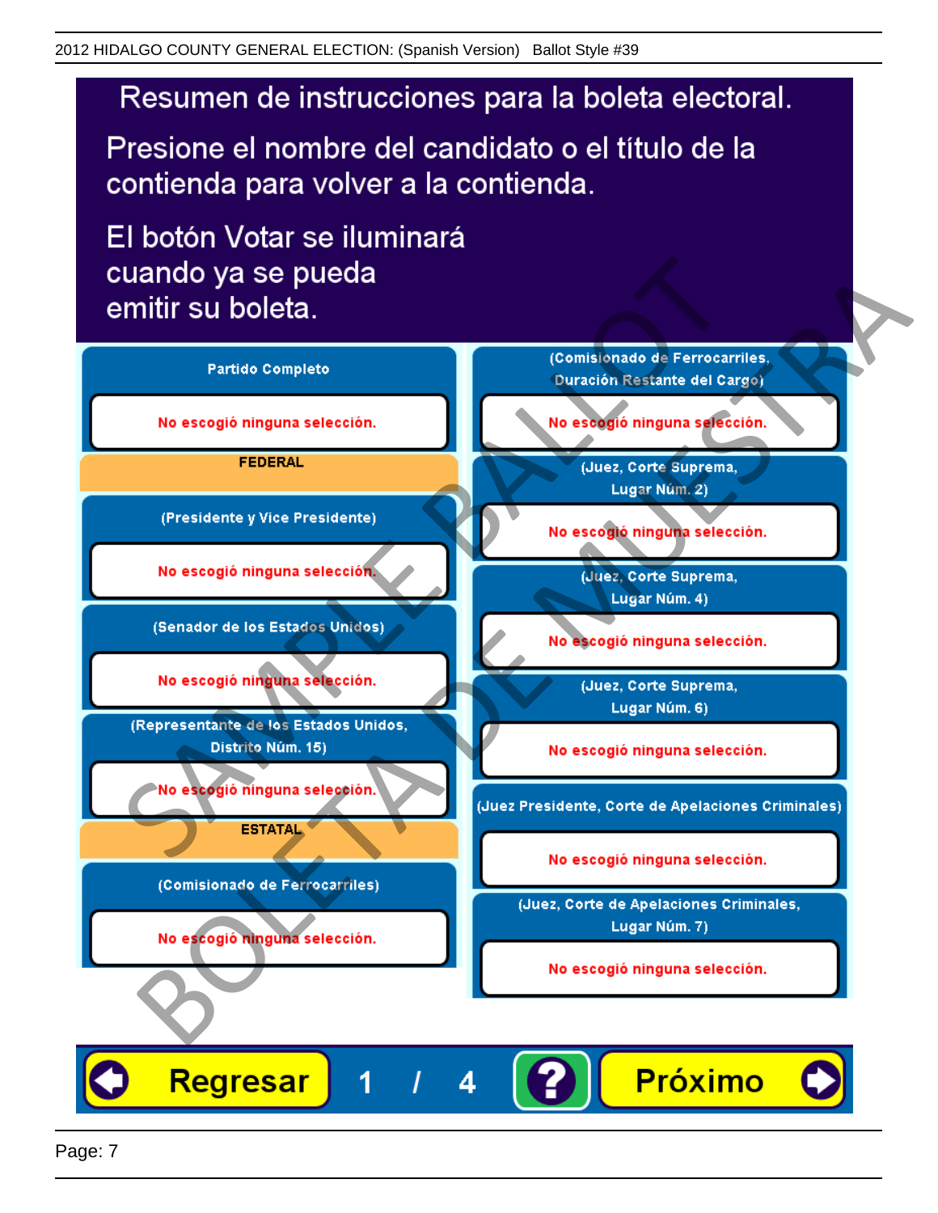# Resumen de instrucciones para la boleta electoral.

Presione el nombre del candidato o el título de la contienda para volver a la contienda.

El botón Votar se iluminará cuando ya se pueda emitir su boleta.

**Partido Completo**

No escogió ninguna selección.

**FEDERAL**

**(Presidente y Vice Presidente)**

No escogió ninguna selección.

**(Senador de los Estados Unidos)**

No escogió ninguna selección.

**(Representante de los Estados Unidos, Distrito Núm. 15)**

No escogió ninguna selección.

**ESTATAL**

**(Comisionado de Ferrocarriles)**

No escogió ninguna selección.

**(Comisionado de Ferrocarriles, Duración Restante del Cargo)**

No escogió ninguna selección.

**(Juez, Corte Suprema, Lugar Núm. 2)**

No escogió ninguna selección.

**(Juez, Corte Suprema, Lugar Núm. 4)**

No escogió ninguna selección.

**(Juez, Corte Suprema, Lugar Núm. 6)**

No escogió ninguna selección.

**(Juez Presidente, Corte de Apelaciones Criminales)**

No escogió ninguna selección.

**(Juez, Corte de Apelaciones Criminales, Lugar Núm. 7)**

No escogió ninguna selección.

Regresar | 1 / 4 | ? | Próximo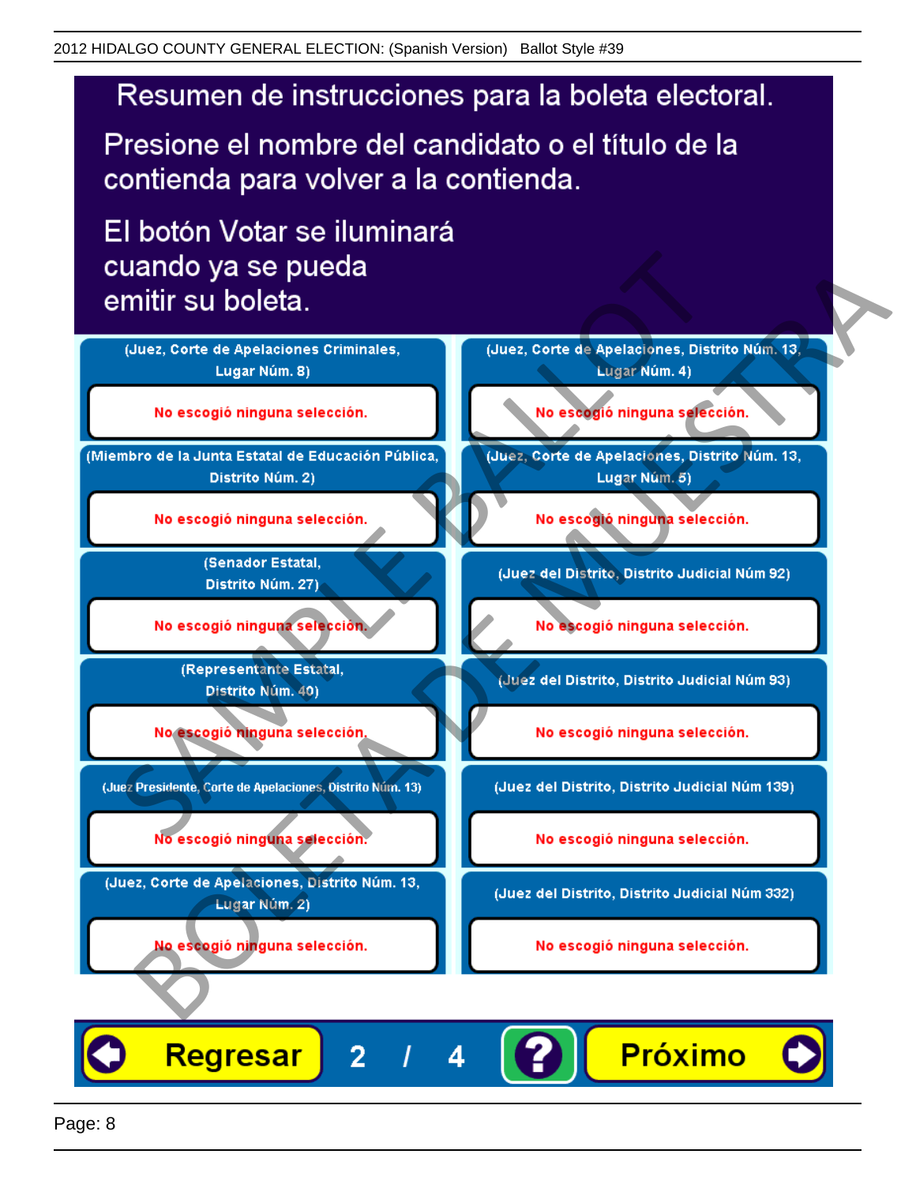# Resumen de instrucciones para la boleta electoral.

Presione el nombre del candidato o el título de la contienda para volver a la contienda.

El botón Votar se iluminará cuando ya se pueda emitir su boleta.

| | |
|---|---|
| (Juez, Corte de Apelaciones Criminales, Lugar Núm. 8) | (Juez, Corte de Apelaciones, Distrito Núm. 13, Lugar Núm. 4) |
| No escogió ninguna selección. | No escogió ninguna selección. |
| (Miembro de la Junta Estatal de Educación Pública, Distrito Núm. 2) | (Juez, Corte de Apelaciones, Distrito Núm. 13, Lugar Núm. 5) |
| No escogió ninguna selección. | No escogió ninguna selección. |
| (Senador Estatal, Distrito Núm. 27) | (Juez del Distrito, Distrito Judicial Núm 92) |
| No escogió ninguna selección. | No escogió ninguna selección. |
| (Representante Estatal, Distrito Núm. 40) | (Juez del Distrito, Distrito Judicial Núm 93) |
| No escogió ninguna selección. | No escogió ninguna selección. |
| (Juez Presidente, Corte de Apelaciones, Distrito Núm. 13) | (Juez del Distrito, Distrito Judicial Núm 139) |
| No escogió ninguna selección. | No escogió ninguna selección. |
| (Juez, Corte de Apelaciones, Distrito Núm. 13, Lugar Núm. 2) | (Juez del Distrito, Distrito Judicial Núm 332) |
| No escogió ninguna selección. | No escogió ninguna selección. |

Regresar 2 / 4 ? Próximo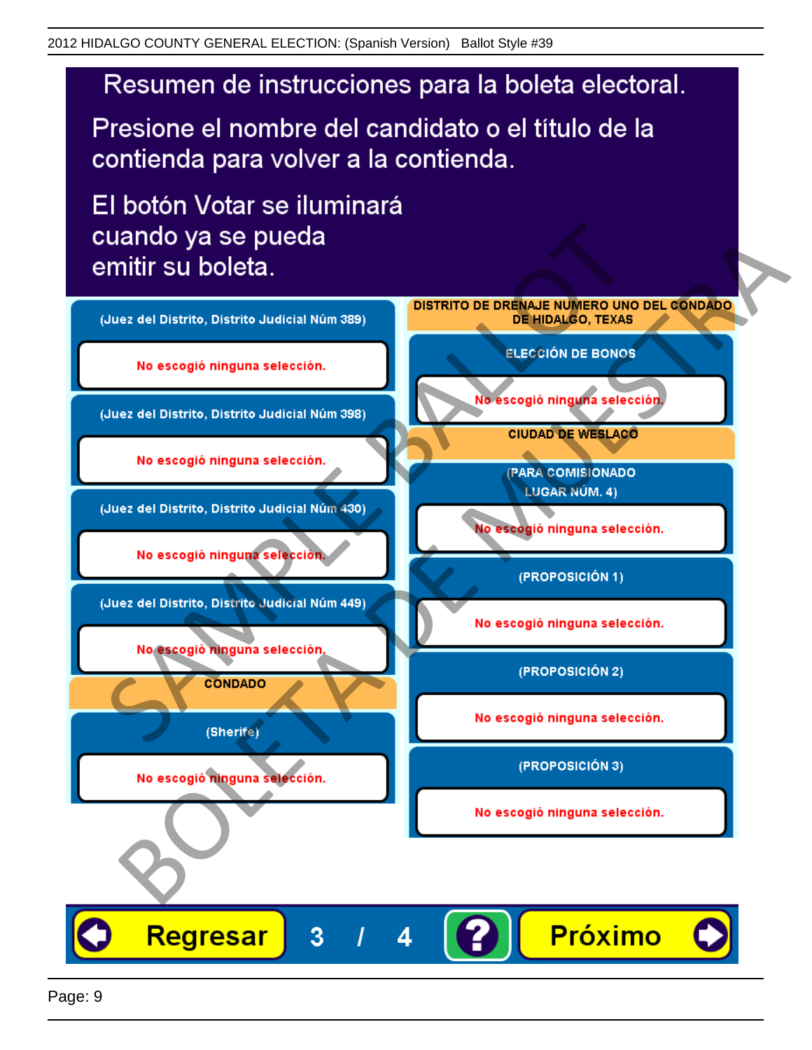# Resumen de instrucciones para la boleta electoral.

Presione el nombre del candidato o el título de la contienda para volver a la contienda.

El botón Votar se iluminará cuando ya se pueda emitir su boleta.

**(Juez del Distrito, Distrito Judicial Núm 389)**

No escogió ninguna selección.

**(Juez del Distrito, Distrito Judicial Núm 398)**

No escogió ninguna selección.

**(Juez del Distrito, Distrito Judicial Núm 430)**

No escogió ninguna selección.

**(Juez del Distrito, Distrito Judicial Núm 449)**

No escogió ninguna selección.

**CONDADO**

**(Sherife)**

No escogió ninguna selección.

**DISTRITO DE DRENAJE NUMERO UNO DEL CONDADO DE HIDALGO, TEXAS**

**ELECCIÓN DE BONOS**

No escogió ninguna selección.

**CIUDAD DE WESLACO**

**(PARA COMISIONADO LUGAR NÚM. 4)**

No escogió ninguna selección.

**(PROPOSICIÓN 1)**

No escogió ninguna selección.

**(PROPOSICIÓN 2)**

No escogió ninguna selección.

**(PROPOSICIÓN 3)**

No escogió ninguna selección.

Regresar | 3 / 4 | ? | Próximo

SAMPLE BALLOT BOLETA DE MUESTRA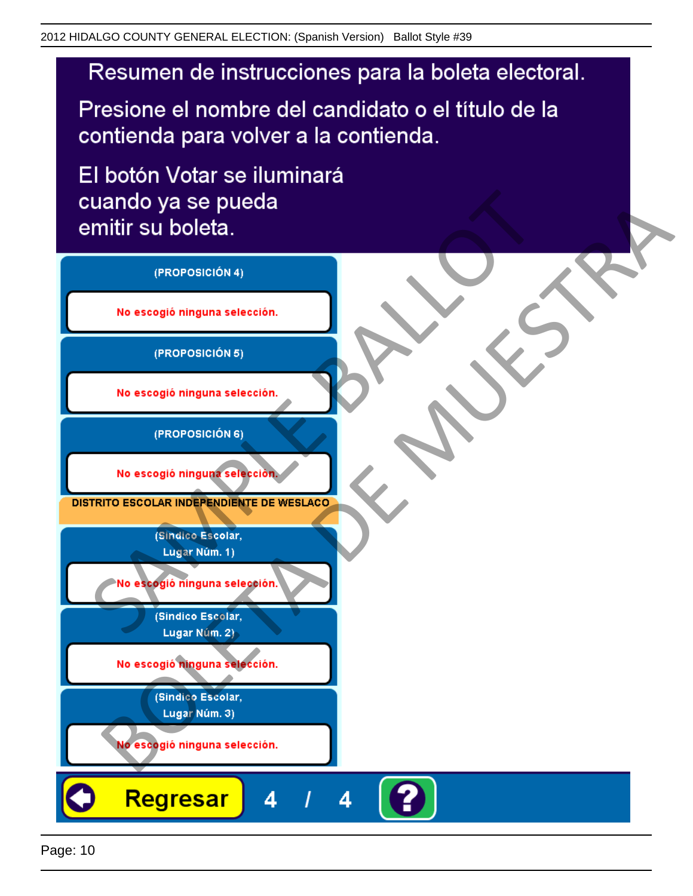# Resumen de instrucciones para la boleta electoral.

Presione el nombre del candidato o el título de la contienda para volver a la contienda.

El botón Votar se iluminará cuando ya se pueda emitir su boleta.

**(PROPOSICIÓN 4)**

No escogió ninguna selección.

**(PROPOSICIÓN 5)**

No escogió ninguna selección.

**(PROPOSICIÓN 6)**

No escogió ninguna selección.

**DISTRITO ESCOLAR INDEPENDIENTE DE WESLACO**

**(Sindico Escolar, Lugar Núm. 1)**

No escogió ninguna selección.

**(Sindico Escolar, Lugar Núm. 2)**

No escogió ninguna selección.

**(Sindico Escolar, Lugar Núm. 3)**

No escogió ninguna selección.

Regresar 4 / 4 ?

SAMPLE BALLOT
BOLETA DE MUESTRA